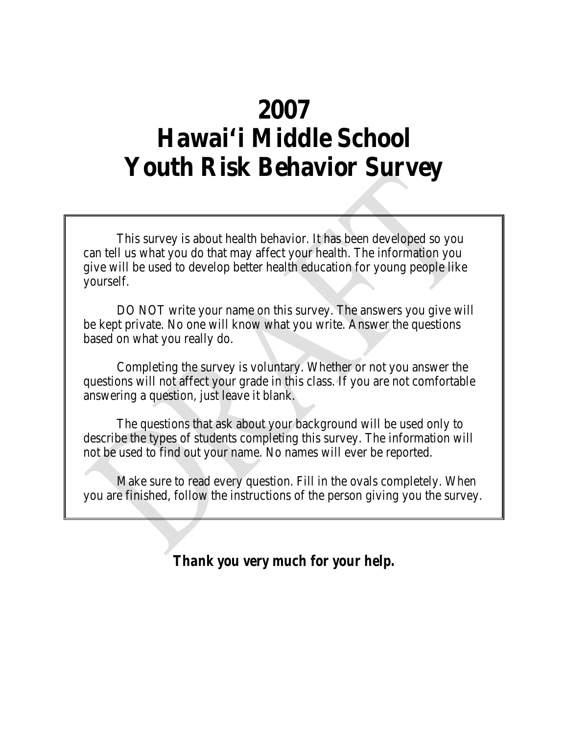# 2007
# Hawai'i Middle School
# Youth Risk Behavior Survey

This survey is about health behavior. It has been developed so you can tell us what you do that may affect your health. The information you give will be used to develop better health education for young people like yourself.

DO NOT write your name on this survey. The answers you give will be kept private. No one will know what you write. Answer the questions based on what you really do.

Completing the survey is voluntary. Whether or not you answer the questions will not affect your grade in this class. If you are not comfortable answering a question, just leave it blank.

The questions that ask about your background will be used only to describe the types of students completing this survey. The information will not be used to find out your name. No names will ever be reported.

Make sure to read every question. Fill in the ovals completely. When you are finished, follow the instructions of the person giving you the survey.

***Thank you very much for your help.***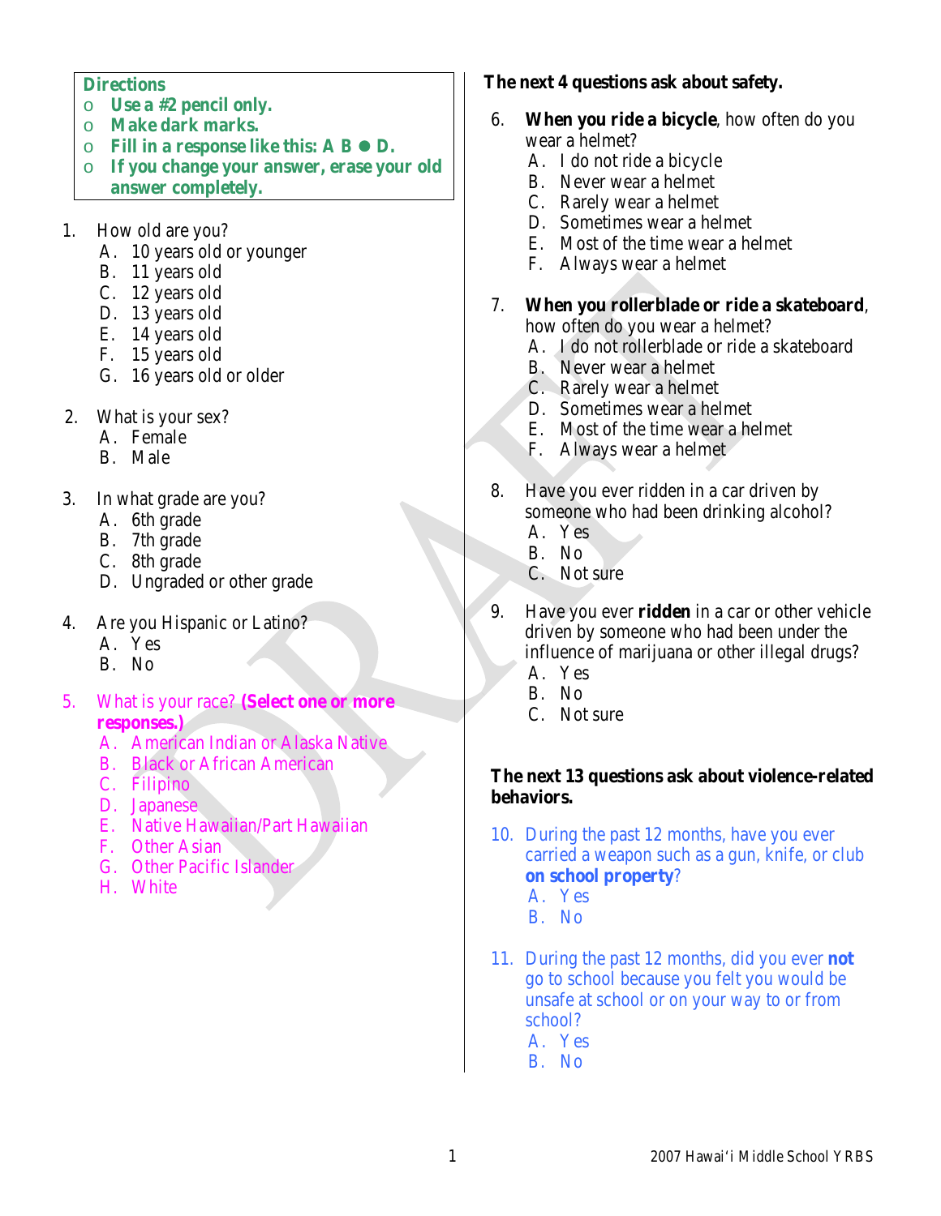**Directions**

- **Use a #2 pencil only.**
- **Make dark marks.**
- **Fill in a response like this: A B ● D.**
- **If you change your answer, erase your old answer completely.**

1. How old are you?
   - A. 10 years old or younger
   - B. 11 years old
   - C. 12 years old
   - D. 13 years old
   - E. 14 years old
   - F. 15 years old
   - G. 16 years old or older

2. What is your sex?
   - A. Female
   - B. Male

3. In what grade are you?
   - A. 6th grade
   - B. 7th grade
   - C. 8th grade
   - D. Ungraded or other grade

4. Are you Hispanic or Latino?
   - A. Yes
   - B. No

5. What is your race? **(Select one or more responses.)**
   - A. American Indian or Alaska Native
   - B. Black or African American
   - C. Filipino
   - D. Japanese
   - E. Native Hawaiian/Part Hawaiian
   - F. Other Asian
   - G. Other Pacific Islander
   - H. White

**The next 4 questions ask about safety.**

6. **When you ride a bicycle**, how often do you wear a helmet?
   - A. I do not ride a bicycle
   - B. Never wear a helmet
   - C. Rarely wear a helmet
   - D. Sometimes wear a helmet
   - E. Most of the time wear a helmet
   - F. Always wear a helmet

7. **When you rollerblade or ride a skateboard**, how often do you wear a helmet?
   - A. I do not rollerblade or ride a skateboard
   - B. Never wear a helmet
   - C. Rarely wear a helmet
   - D. Sometimes wear a helmet
   - E. Most of the time wear a helmet
   - F. Always wear a helmet

8. Have you ever ridden in a car driven by someone who had been drinking alcohol?
   - A. Yes
   - B. No
   - C. Not sure

9. Have you ever **ridden** in a car or other vehicle driven by someone who had been under the influence of marijuana or other illegal drugs?
   - A. Yes
   - B. No
   - C. Not sure

**The next 13 questions ask about violence-related behaviors.**

10. During the past 12 months, have you ever carried a weapon such as a gun, knife, or club **on school property**?
    - A. Yes
    - B. No

11. During the past 12 months, did you ever **not** go to school because you felt you would be unsafe at school or on your way to or from school?
    - A. Yes
    - B. No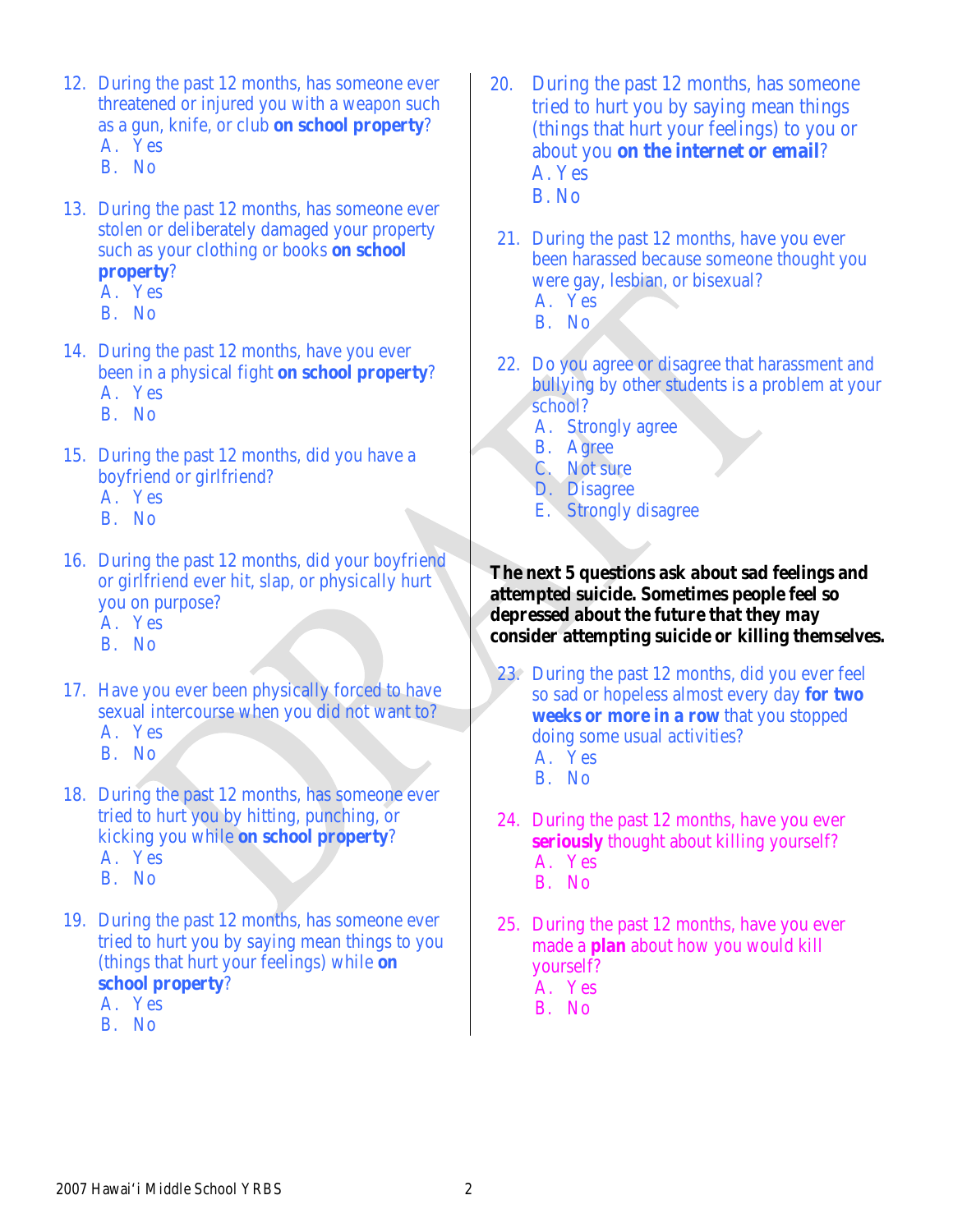12. During the past 12 months, has someone ever threatened or injured you with a weapon such as a gun, knife, or club **on school property**?
    A. Yes
    B. No

13. During the past 12 months, has someone ever stolen or deliberately damaged your property such as your clothing or books **on school property**?
    A. Yes
    B. No

14. During the past 12 months, have you ever been in a physical fight **on school property**?
    A. Yes
    B. No

15. During the past 12 months, did you have a boyfriend or girlfriend?
    A. Yes
    B. No

16. During the past 12 months, did your boyfriend or girlfriend ever hit, slap, or physically hurt you on purpose?
    A. Yes
    B. No

17. Have you ever been physically forced to have sexual intercourse when you did not want to?
    A. Yes
    B. No

18. During the past 12 months, has someone ever tried to hurt you by hitting, punching, or kicking you while **on school property**?
    A. Yes
    B. No

19. During the past 12 months, has someone ever tried to hurt you by saying mean things to you (things that hurt your feelings) while **on school property**?
    A. Yes
    B. No

20. During the past 12 months, has someone tried to hurt you by saying mean things (things that hurt your feelings) to you or about you **on the internet or email**?
    A. Yes
    B. No

21. During the past 12 months, have you ever been harassed because someone thought you were gay, lesbian, or bisexual?
    A. Yes
    B. No

22. Do you agree or disagree that harassment and bullying by other students is a problem at your school?
    A. Strongly agree
    B. Agree
    C. Not sure
    D. Disagree
    E. Strongly disagree

**The next 5 questions ask about sad feelings and attempted suicide. Sometimes people feel so depressed about the future that they may consider attempting suicide or killing themselves.**

23. During the past 12 months, did you ever feel so sad or hopeless almost every day **for two weeks or more in a row** that you stopped doing some usual activities?
    A. Yes
    B. No

24. During the past 12 months, have you ever **seriously** thought about killing yourself?
    A. Yes
    B. No

25. During the past 12 months, have you ever made a **plan** about how you would kill yourself?
    A. Yes
    B. No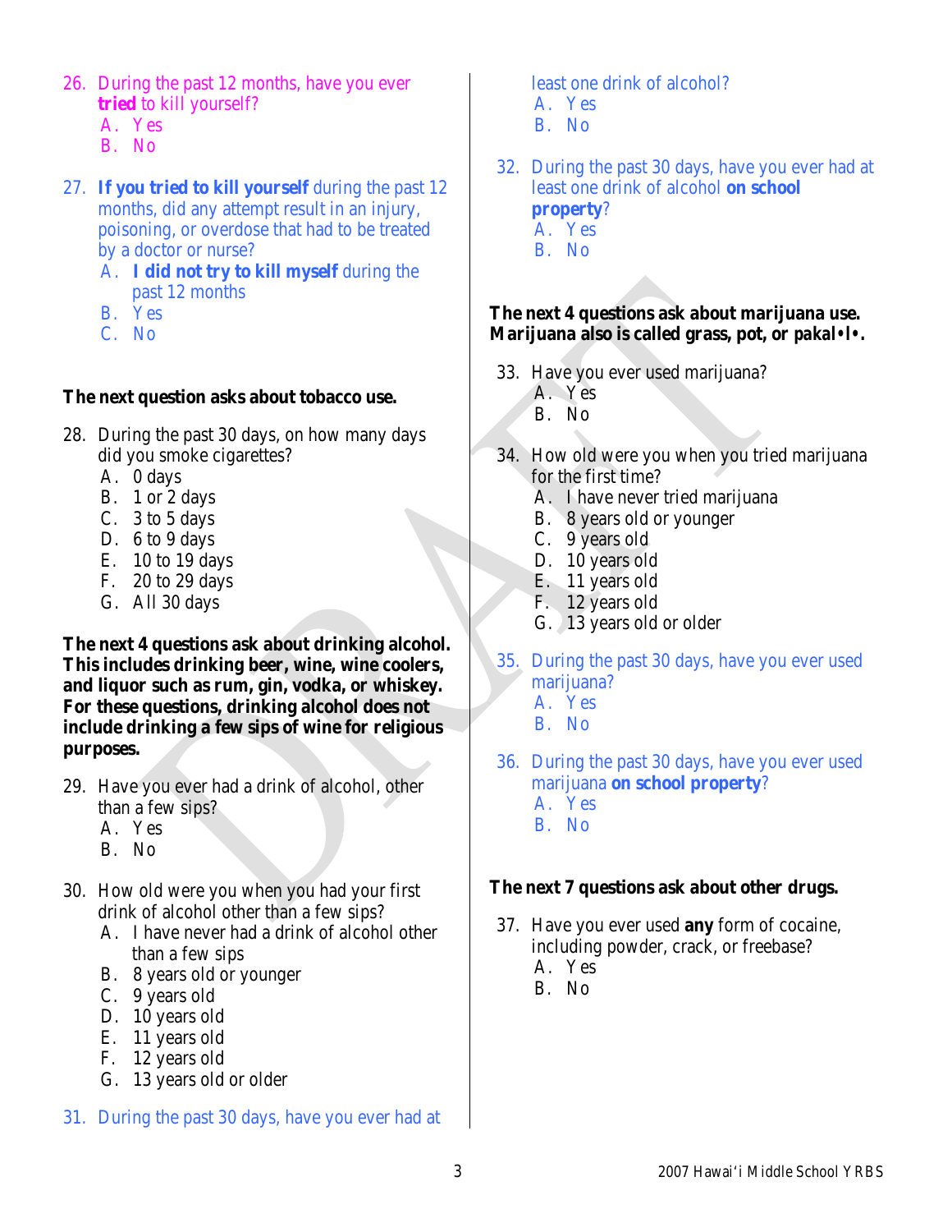26. During the past 12 months, have you ever **tried** to kill yourself?
    A. Yes
    B. No

27. **If you tried to kill yourself** during the past 12 months, did any attempt result in an injury, poisoning, or overdose that had to be treated by a doctor or nurse?
    A. **I did not try to kill myself** during the past 12 months
    B. Yes
    C. No

**The next question asks about tobacco use.**

28. During the past 30 days, on how many days did you smoke cigarettes?
    A. 0 days
    B. 1 or 2 days
    C. 3 to 5 days
    D. 6 to 9 days
    E. 10 to 19 days
    F. 20 to 29 days
    G. All 30 days

**The next 4 questions ask about drinking alcohol. This includes drinking beer, wine, wine coolers, and liquor such as rum, gin, vodka, or whiskey. For these questions, drinking alcohol does not include drinking a few sips of wine for religious purposes.**

29. Have you ever had a drink of alcohol, other than a few sips?
    A. Yes
    B. No

30. How old were you when you had your first drink of alcohol other than a few sips?
    A. I have never had a drink of alcohol other than a few sips
    B. 8 years old or younger
    C. 9 years old
    D. 10 years old
    E. 11 years old
    F. 12 years old
    G. 13 years old or older

31. During the past 30 days, have you ever had at least one drink of alcohol?
    A. Yes
    B. No

32. During the past 30 days, have you ever had at least one drink of alcohol **on school property**?
    A. Yes
    B. No

**The next 4 questions ask about marijuana use. Marijuana also is called grass, pot, or pakalōlō.**

33. Have you ever used marijuana?
    A. Yes
    B. No

34. How old were you when you tried marijuana for the first time?
    A. I have never tried marijuana
    B. 8 years old or younger
    C. 9 years old
    D. 10 years old
    E. 11 years old
    F. 12 years old
    G. 13 years old or older

35. During the past 30 days, have you ever used marijuana?
    A. Yes
    B. No

36. During the past 30 days, have you ever used marijuana **on school property**?
    A. Yes
    B. No

**The next 7 questions ask about other drugs.**

37. Have you ever used **any** form of cocaine, including powder, crack, or freebase?
    A. Yes
    B. No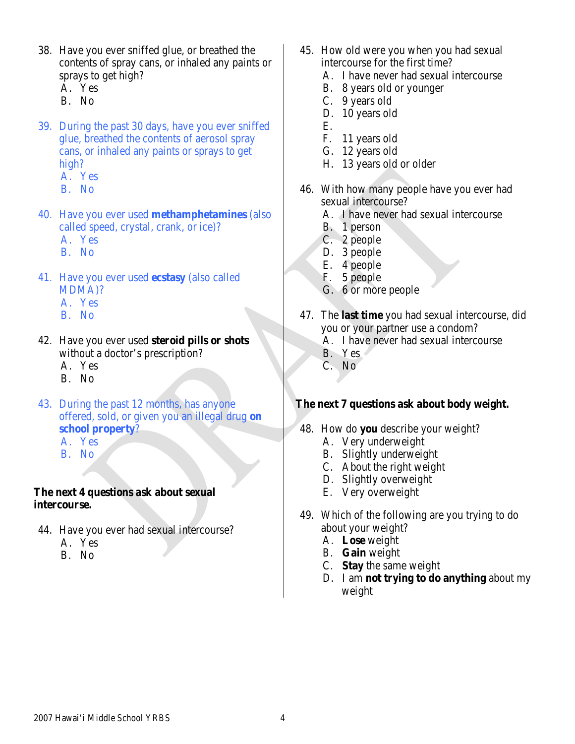38. Have you ever sniffed glue, or breathed the contents of spray cans, or inhaled any paints or sprays to get high?
    A. Yes
    B. No

39. During the past 30 days, have you ever sniffed glue, breathed the contents of aerosol spray cans, or inhaled any paints or sprays to get high?
    A. Yes
    B. No

40. Have you ever used **methamphetamines** (also called speed, crystal, crank, or ice)?
    A. Yes
    B. No

41. Have you ever used **ecstasy** (also called MDMA)?
    A. Yes
    B. No

42. Have you ever used **steroid pills or shots** without a doctor's prescription?
    A. Yes
    B. No

43. During the past 12 months, has anyone offered, sold, or given you an illegal drug **on school property**?
    A. Yes
    B. No

**The next 4 questions ask about sexual intercourse.**

44. Have you ever had sexual intercourse?
    A. Yes
    B. No

45. How old were you when you had sexual intercourse for the first time?
    A. I have never had sexual intercourse
    B. 8 years old or younger
    C. 9 years old
    D. 10 years old
    E.
    F. 11 years old
    G. 12 years old
    H. 13 years old or older

46. With how many people have you ever had sexual intercourse?
    A. I have never had sexual intercourse
    B. 1 person
    C. 2 people
    D. 3 people
    E. 4 people
    F. 5 people
    G. 6 or more people

47. The **last time** you had sexual intercourse, did you or your partner use a condom?
    A. I have never had sexual intercourse
    B. Yes
    C. No

**The next 7 questions ask about body weight.**

48. How do **you** describe your weight?
    A. Very underweight
    B. Slightly underweight
    C. About the right weight
    D. Slightly overweight
    E. Very overweight

49. Which of the following are you trying to do about your weight?
    A. **Lose** weight
    B. **Gain** weight
    C. **Stay** the same weight
    D. I am **not trying to do anything** about my weight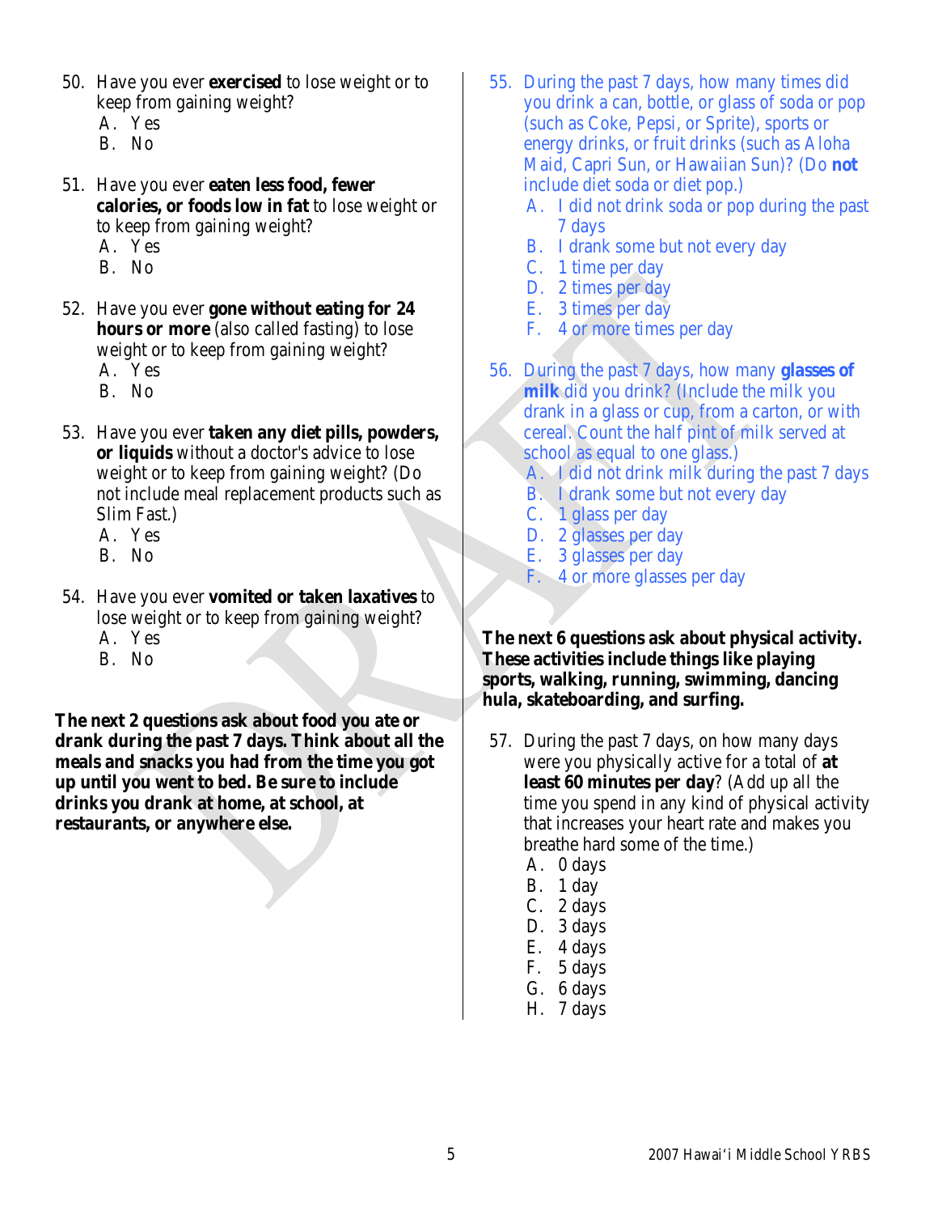50. Have you ever **exercised** to lose weight or to keep from gaining weight?
   A. Yes
   B. No

51. Have you ever **eaten less food, fewer calories, or foods low in fat** to lose weight or to keep from gaining weight?
   A. Yes
   B. No

52. Have you ever **gone without eating for 24 hours or more** (also called fasting) to lose weight or to keep from gaining weight?
   A. Yes
   B. No

53. Have you ever **taken any diet pills, powders, or liquids** without a doctor's advice to lose weight or to keep from gaining weight? (Do not include meal replacement products such as Slim Fast.)
   A. Yes
   B. No

54. Have you ever **vomited or taken laxatives** to lose weight or to keep from gaining weight?
   A. Yes
   B. No

**The next 2 questions ask about food you ate or drank during the past 7 days. Think about all the meals and snacks you had from the time you got up until you went to bed. Be sure to include drinks you drank at home, at school, at restaurants, or anywhere else.**

55. During the past 7 days, how many times did you drink a can, bottle, or glass of soda or pop (such as Coke, Pepsi, or Sprite), sports or energy drinks, or fruit drinks (such as Aloha Maid, Capri Sun, or Hawaiian Sun)? (Do **not** include diet soda or diet pop.)
   A. I did not drink soda or pop during the past 7 days
   B. I drank some but not every day
   C. 1 time per day
   D. 2 times per day
   E. 3 times per day
   F. 4 or more times per day

56. During the past 7 days, how many **glasses of milk** did you drink? (Include the milk you drank in a glass or cup, from a carton, or with cereal. Count the half pint of milk served at school as equal to one glass.)
   A. I did not drink milk during the past 7 days
   B. I drank some but not every day
   C. 1 glass per day
   D. 2 glasses per day
   E. 3 glasses per day
   F. 4 or more glasses per day

**The next 6 questions ask about physical activity. These activities include things like playing sports, walking, running, swimming, dancing hula, skateboarding, and surfing.**

57. During the past 7 days, on how many days were you physically active for a total of **at least 60 minutes per day**? (Add up all the time you spend in any kind of physical activity that increases your heart rate and makes you breathe hard some of the time.)
   A. 0 days
   B. 1 day
   C. 2 days
   D. 3 days
   E. 4 days
   F. 5 days
   G. 6 days
   H. 7 days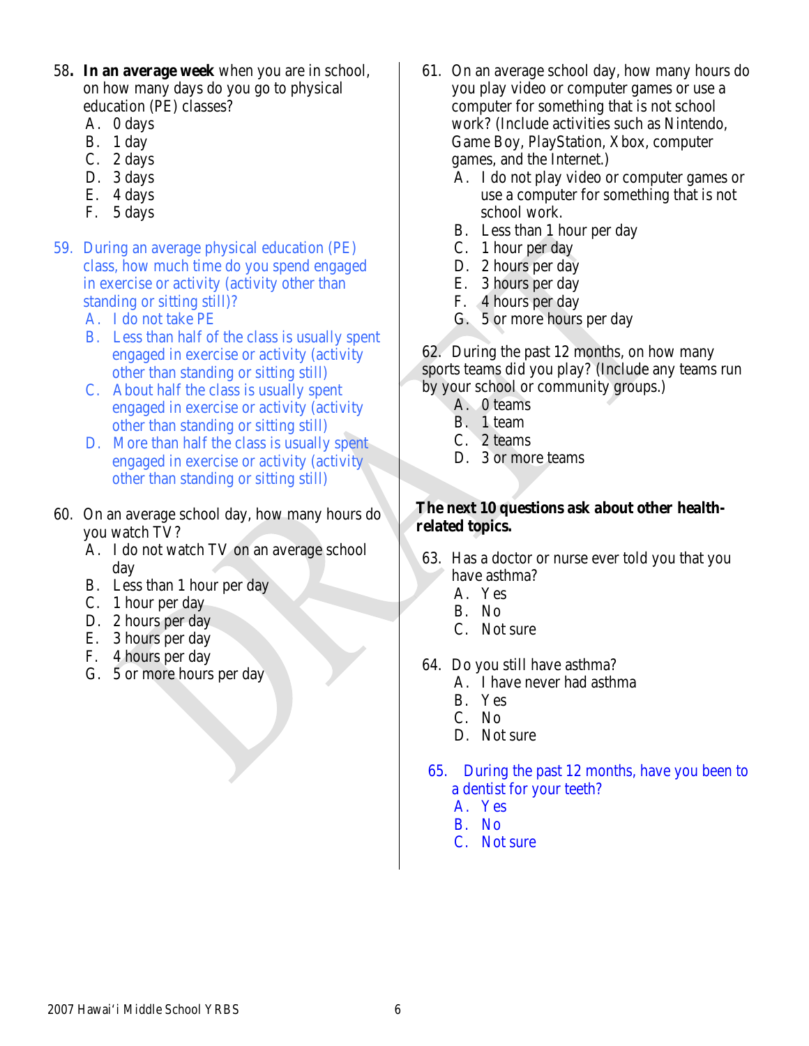58. **In an average week** when you are in school, on how many days do you go to physical education (PE) classes?
   A. 0 days
   B. 1 day
   C. 2 days
   D. 3 days
   E. 4 days
   F. 5 days

59. During an average physical education (PE) class, how much time do you spend engaged in exercise or activity (activity other than standing or sitting still)?
   A. I do not take PE
   B. Less than half of the class is usually spent engaged in exercise or activity (activity other than standing or sitting still)
   C. About half the class is usually spent engaged in exercise or activity (activity other than standing or sitting still)
   D. More than half the class is usually spent engaged in exercise or activity (activity other than standing or sitting still)

60. On an average school day, how many hours do you watch TV?
   A. I do not watch TV on an average school day
   B. Less than 1 hour per day
   C. 1 hour per day
   D. 2 hours per day
   E. 3 hours per day
   F. 4 hours per day
   G. 5 or more hours per day

61. On an average school day, how many hours do you play video or computer games or use a computer for something that is not school work? (Include activities such as Nintendo, Game Boy, PlayStation, Xbox, computer games, and the Internet.)
   A. I do not play video or computer games or use a computer for something that is not school work.
   B. Less than 1 hour per day
   C. 1 hour per day
   D. 2 hours per day
   E. 3 hours per day
   F. 4 hours per day
   G. 5 or more hours per day

62. During the past 12 months, on how many sports teams did you play? (Include any teams run by your school or community groups.)
   A. 0 teams
   B. 1 team
   C. 2 teams
   D. 3 or more teams

**The next 10 questions ask about other health-related topics.**

63. Has a doctor or nurse ever told you that you have asthma?
   A. Yes
   B. No
   C. Not sure

64. Do you still have asthma?
   A. I have never had asthma
   B. Yes
   C. No
   D. Not sure

65. During the past 12 months, have you been to a dentist for your teeth?
   A. Yes
   B. No
   C. Not sure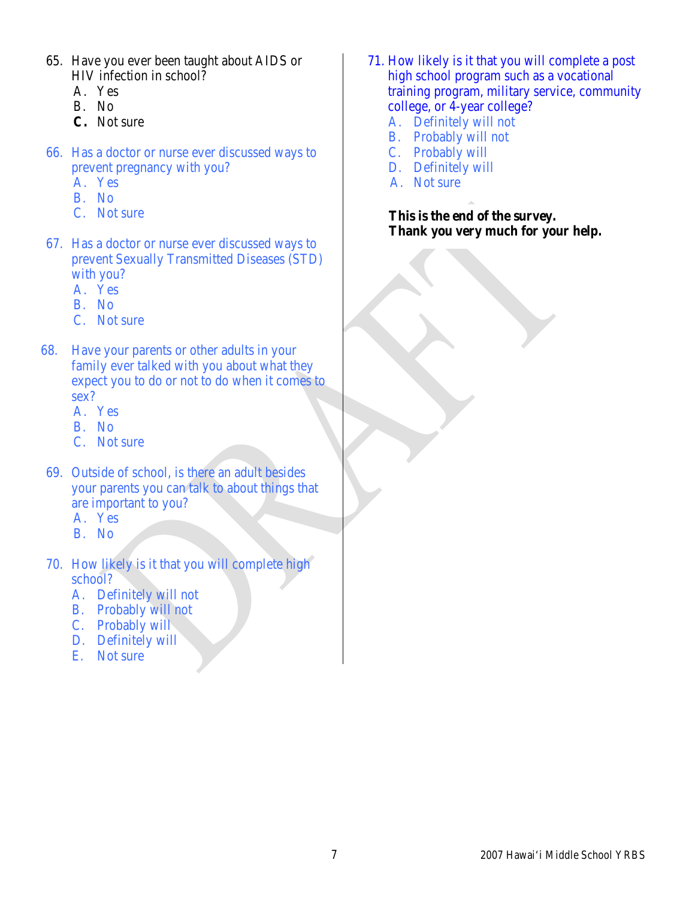65. Have you ever been taught about AIDS or HIV infection in school?
    A. Yes
    B. No
    **C.** Not sure

66. Has a doctor or nurse ever discussed ways to prevent pregnancy with you?
    A. Yes
    B. No
    C. Not sure

67. Has a doctor or nurse ever discussed ways to prevent Sexually Transmitted Diseases (STD) with you?
    A. Yes
    B. No
    C. Not sure

68. Have your parents or other adults in your family ever talked with you about what they expect you to do or not to do when it comes to sex?
    A. Yes
    B. No
    C. Not sure

69. Outside of school, is there an adult besides your parents you can talk to about things that are important to you?
    A. Yes
    B. No

70. How likely is it that you will complete high school?
    A. Definitely will not
    B. Probably will not
    C. Probably will
    D. Definitely will
    E. Not sure

71. How likely is it that you will complete a post high school program such as a vocational training program, military service, community college, or 4-year college?
    A. Definitely will not
    B. Probably will not
    C. Probably will
    D. Definitely will
    A. Not sure

**This is the end of the survey.**
**Thank you very much for your help.**